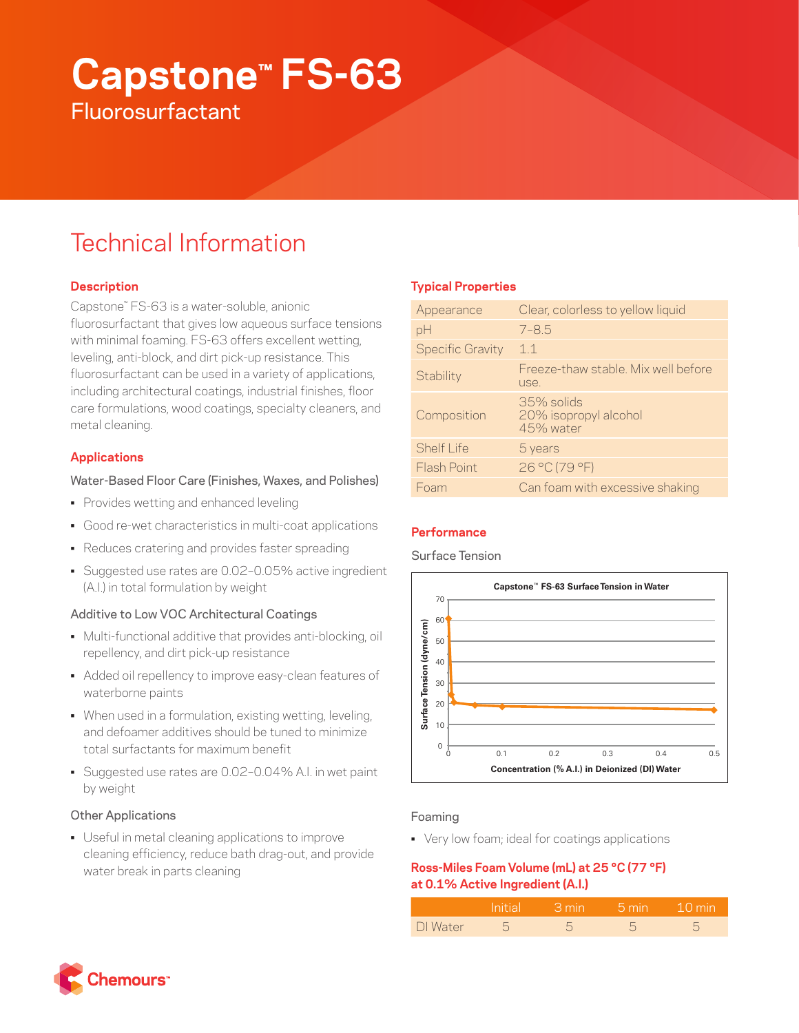# Capstone™ FS-63

Fluorosurfactant

## Technical Information

### Description

Capstone™ FS-63 is a water-soluble, anionic fluorosurfactant that gives low aqueous surface tensions with minimal foaming. FS-63 offers excellent wetting, leveling, anti-block, and dirt pick-up resistance. This fluorosurfactant can be used in a variety of applications, including architectural coatings, industrial finishes, floor care formulations, wood coatings, specialty cleaners, and metal cleaning.

### Applications

#### Water-Based Floor Care (Finishes, Waxes, and Polishes)

- Provides wetting and enhanced leveling
- Good re-wet characteristics in multi-coat applications
- Reduces cratering and provides faster spreading
- Suggested use rates are 0.02–0.05% active ingredient (A.I.) in total formulation by weight

#### Additive to Low VOC Architectural Coatings

- Multi-functional additive that provides anti-blocking, oil repellency, and dirt pick-up resistance
- Added oil repellency to improve easy-clean features of waterborne paints
- When used in a formulation, existing wetting, leveling, and defoamer additives should be tuned to minimize total surfactants for maximum benefit
- Suggested use rates are 0.02–0.04% A.I. in wet paint by weight

#### Other Applications

- Useful in metal cleaning applications to improve cleaning efficiency, reduce bath drag-out, and provide water break in parts cleaning

### Typical Properties

| | |
|---|---|
| Appearance | Clear, colorless to yellow liquid |
| pH | 7–8.5 |
| Specific Gravity | 1.1 |
| Stability | Freeze-thaw stable. Mix well before use. |
| Composition | 35% solids<br>20% isopropyl alcohol<br>45% water |
| Shelf Life | 5 years |
| Flash Point | 26 °C (79 °F) |
| Foam | Can foam with excessive shaking |

### Performance

#### Surface Tension

**Capstone™ FS-63 Surface Tension in Water**

Y-axis: Surface Tension (dyne/cm), 0–70. X-axis: Concentration (% A.I.) in Deionized (DI) Water, 0–0.5.

#### Foaming

- Very low foam; ideal for coatings applications

**Ross-Miles Foam Volume (mL) at 25 °C (77 °F) at 0.1% Active Ingredient (A.I.)**

| | Initial | 3 min | 5 min | 10 min |
|---|---|---|---|---|
| DI Water | 5 | 5 | 5 | 5 |

Chemours™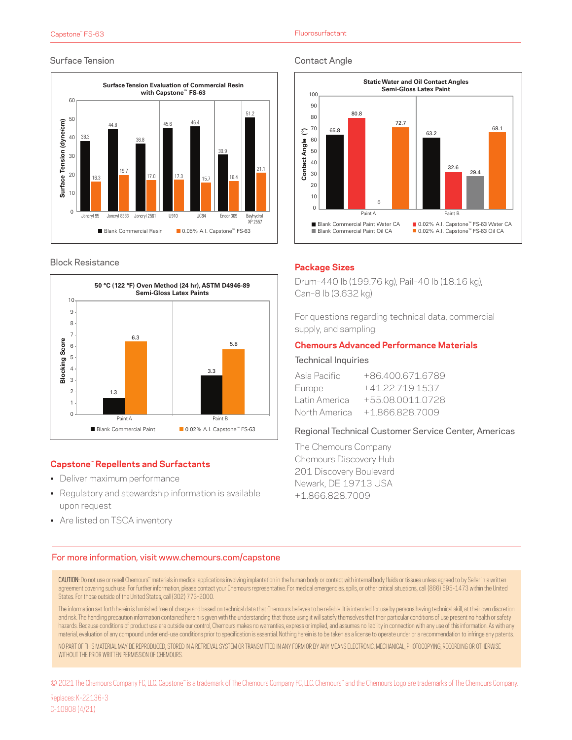## Surface Tension

Surface Tension Evaluation of Commercial Resin with Capstone™ FS-63

Surface Tension (dyne/cm)

60
50
40
30
20
10
0

38.3
16.3
44.8
19.7
36.8
17.0
45.6
17.3
46.4
15.7
30.9
16.4
51.2
21.1

Joncryl 95
Joncryl 8383
Joncryl 2561
U910
UC84
Encor 309
Bayhydrol XP 2557

■ Blank Commercial Resin ■ 0.05% A.I. Capstone™ FS-63

## Contact Angle

Static Water and Oil Contact Angles Semi-Gloss Latex Paint

Contact Angle (°)

100
90
80
70
60
50
40
30
20
10
0

65.8
80.8
0
72.7
63.2
32.6
29.4
68.1

Paint A
Paint B

■ Blank Commercial Paint Water CA ■ Blank Commercial Paint Oil CA ■ 0.02% A.I. Capstone™ FS-63 Water CA ■ 0.02% A.I. Capstone™ FS-63 Oil CA

## Block Resistance

50 °C (122 °F) Oven Method (24 hr), ASTM D4946-89 Semi-Gloss Latex Paints

Blocking Score

10
9
8
7
6
5
4
3
2
1
0

1.3
6.3
3.3
5.8

Paint A
Paint B

■ Blank Commercial Paint ■ 0.02% A.I. Capstone™ FS-63

## Capstone™ Repellents and Surfactants

- Deliver maximum performance
- Regulatory and stewardship information is available upon request
- Are listed on TSCA inventory

## Package Sizes

Drum–440 lb (199.76 kg), Pail–40 lb (18.16 kg), Can–8 lb (3.632 kg)

For questions regarding technical data, commercial supply, and sampling:

## Chemours Advanced Performance Materials

Technical Inquiries

| | |
|---|---|
| Asia Pacific | +86.400.671.6789 |
| Europe | +41.22.719.1537 |
| Latin America | +55.08.0011.0728 |
| North America | +1.866.828.7009 |

Regional Technical Customer Service Center, Americas

The Chemours Company
Chemours Discovery Hub
201 Discovery Boulevard
Newark, DE 19713 USA
+1.866.828.7009

For more information, visit www.chemours.com/capstone

CAUTION: Do not use or resell Chemours™ materials in medical applications involving implantation in the human body or contact with internal body fluids or tissues unless agreed to by Seller in a written agreement covering such use. For further information, please contact your Chemours representative. For medical emergencies, spills, or other critical situations, call (866) 595-1473 within the United States. For those outside of the United States, call (302) 773-2000.

The information set forth herein is furnished free of charge and based on technical data that Chemours believes to be reliable. It is intended for use by persons having technical skill, at their own discretion and risk. The handling precaution information contained herein is given with the understanding that those using it will satisfy themselves that their particular conditions of use present no health or safety hazards. Because conditions of product use are outside our control, Chemours makes no warranties, express or implied, and assumes no liability in connection with any use of this information. As with any material, evaluation of any compound under end-use conditions prior to specification is essential. Nothing herein is to be taken as a license to operate under or a recommendation to infringe any patents.

NO PART OF THIS MATERIAL MAY BE REPRODUCED, STORED IN A RETRIEVAL SYSTEM OR TRANSMITTED IN ANY FORM OR BY ANY MEANS ELECTRONIC, MECHANICAL, PHOTOCOPYING, RECORDING OR OTHERWISE WITHOUT THE PRIOR WRITTEN PERMISSION OF CHEMOURS.

© 2021 The Chemours Company FC, LLC. Capstone™ is a trademark of The Chemours Company FC, LLC. Chemours™ and the Chemours Logo are trademarks of The Chemours Company.

Replaces: K-22136-3
C-10908 (4/21)